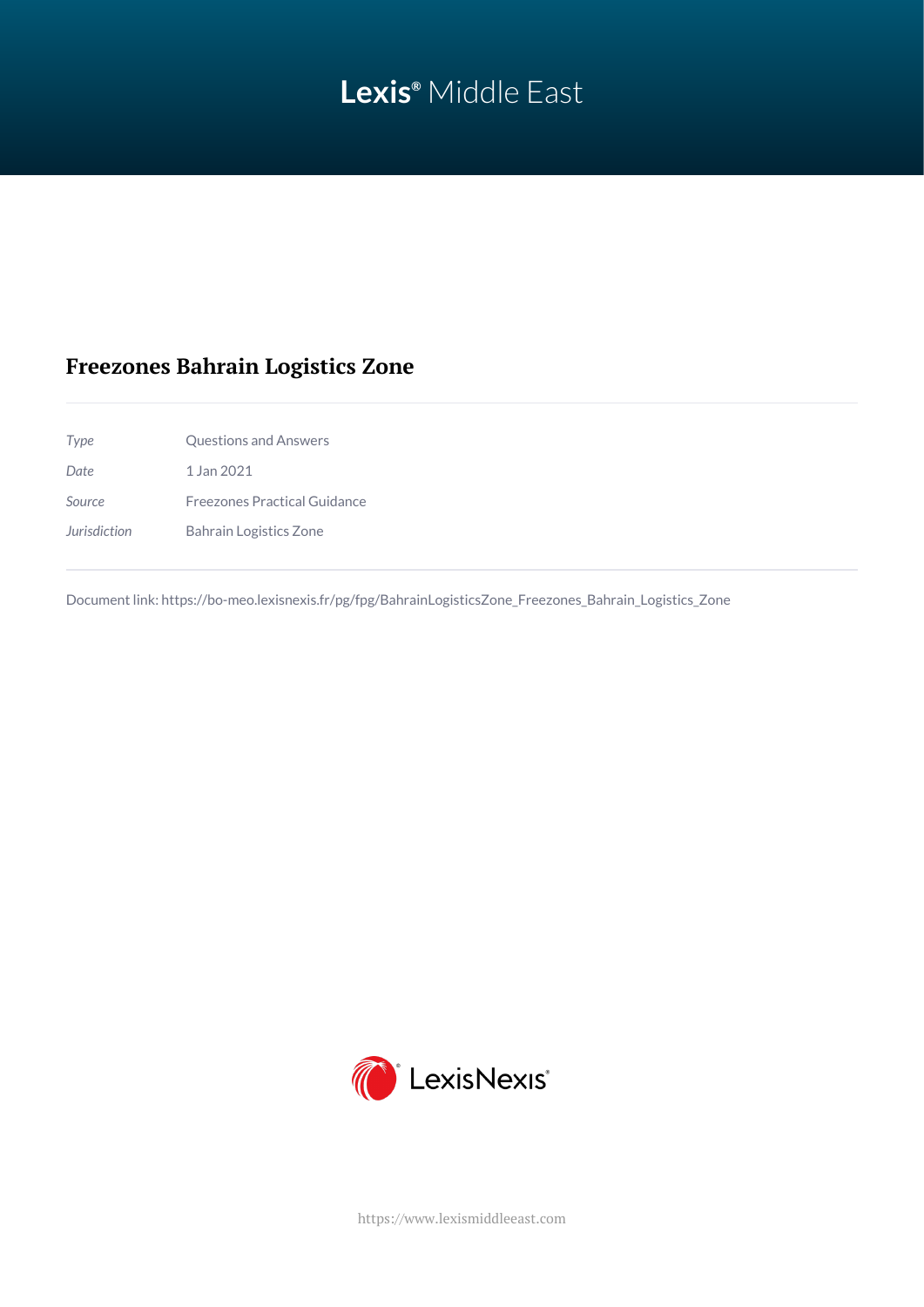# Freezones Bahrain Logistics Zone

| | |
|---|---|
| *Type* | Questions and Answers |
| *Date* | 1 Jan 2021 |
| *Source* | Freezones Practical Guidance |
| *Jurisdiction* | Bahrain Logistics Zone |

Document link: https://bo-meo.lexisnexis.fr/pg/fpg/BahrainLogisticsZone_Freezones_Bahrain_Logistics_Zone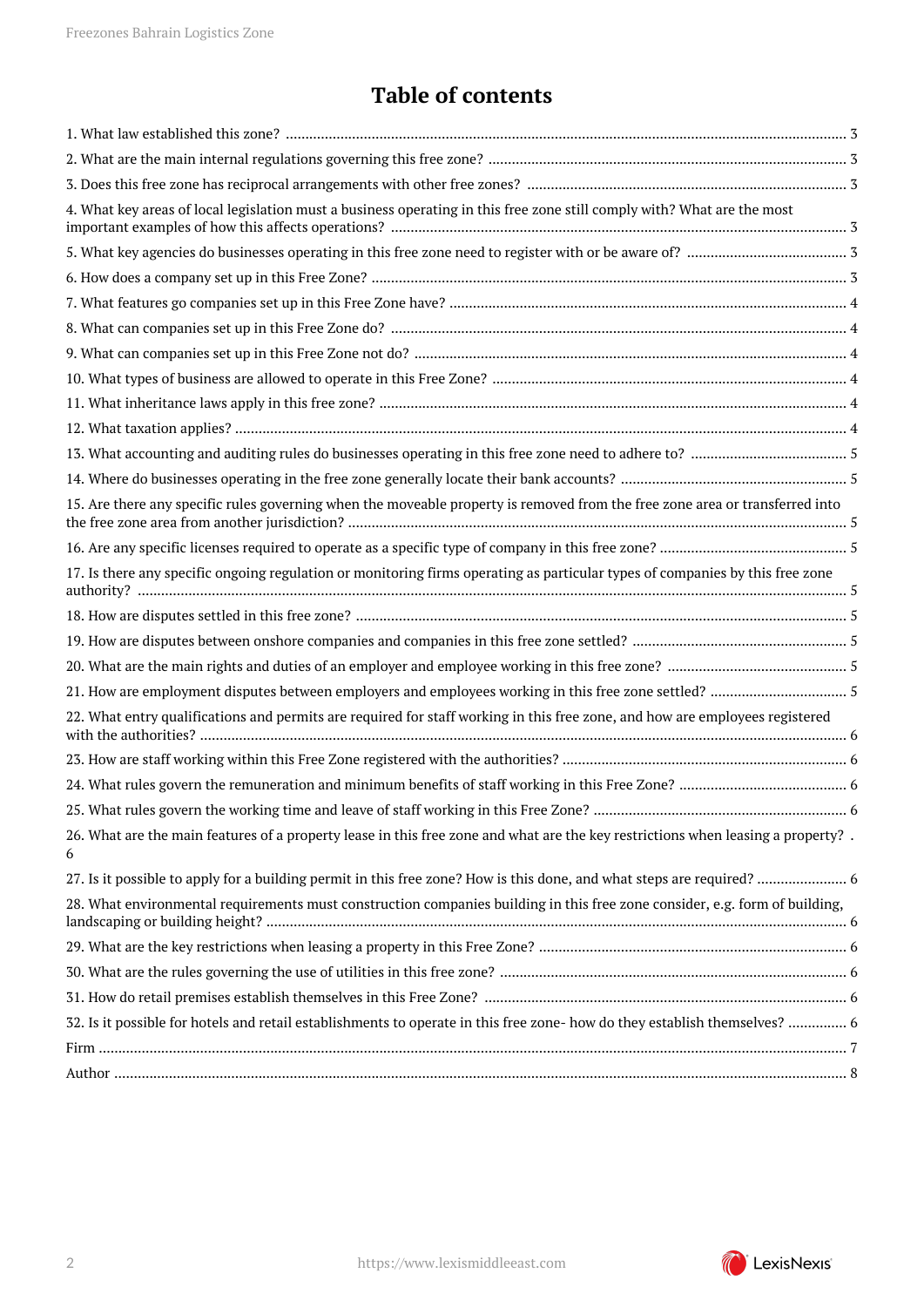# Table of contents

1. What law established this zone? ..... 3
2. What are the main internal regulations governing this free zone? ..... 3
3. Does this free zone has reciprocal arrangements with other free zones? ..... 3
4. What key areas of local legislation must a business operating in this free zone still comply with? What are the most important examples of how this affects operations? ..... 3
5. What key agencies do businesses operating in this free zone need to register with or be aware of? ..... 3
6. How does a company set up in this Free Zone? ..... 3
7. What features go companies set up in this Free Zone have? ..... 4
8. What can companies set up in this Free Zone do? ..... 4
9. What can companies set up in this Free Zone not do? ..... 4
10. What types of business are allowed to operate in this Free Zone? ..... 4
11. What inheritance laws apply in this free zone? ..... 4
12. What taxation applies? ..... 4
13. What accounting and auditing rules do businesses operating in this free zone need to adhere to? ..... 5
14. Where do businesses operating in the free zone generally locate their bank accounts? ..... 5
15. Are there any specific rules governing when the moveable property is removed from the free zone area or transferred into the free zone area from another jurisdiction? ..... 5
16. Are any specific licenses required to operate as a specific type of company in this free zone? ..... 5
17. Is there any specific ongoing regulation or monitoring firms operating as particular types of companies by this free zone authority? ..... 5
18. How are disputes settled in this free zone? ..... 5
19. How are disputes between onshore companies and companies in this free zone settled? ..... 5
20. What are the main rights and duties of an employer and employee working in this free zone? ..... 5
21. How are employment disputes between employers and employees working in this free zone settled? ..... 5
22. What entry qualifications and permits are required for staff working in this free zone, and how are employees registered with the authorities? ..... 6
23. How are staff working within this Free Zone registered with the authorities? ..... 6
24. What rules govern the remuneration and minimum benefits of staff working in this Free Zone? ..... 6
25. What rules govern the working time and leave of staff working in this Free Zone? ..... 6
26. What are the main features of a property lease in this free zone and what are the key restrictions when leasing a property? . 6
27. Is it possible to apply for a building permit in this free zone? How is this done, and what steps are required? ..... 6
28. What environmental requirements must construction companies building in this free zone consider, e.g. form of building, landscaping or building height? ..... 6
29. What are the key restrictions when leasing a property in this Free Zone? ..... 6
30. What are the rules governing the use of utilities in this free zone? ..... 6
31. How do retail premises establish themselves in this Free Zone? ..... 6
32. Is it possible for hotels and retail establishments to operate in this free zone- how do they establish themselves? ..... 6

Firm ..... 7

Author ..... 8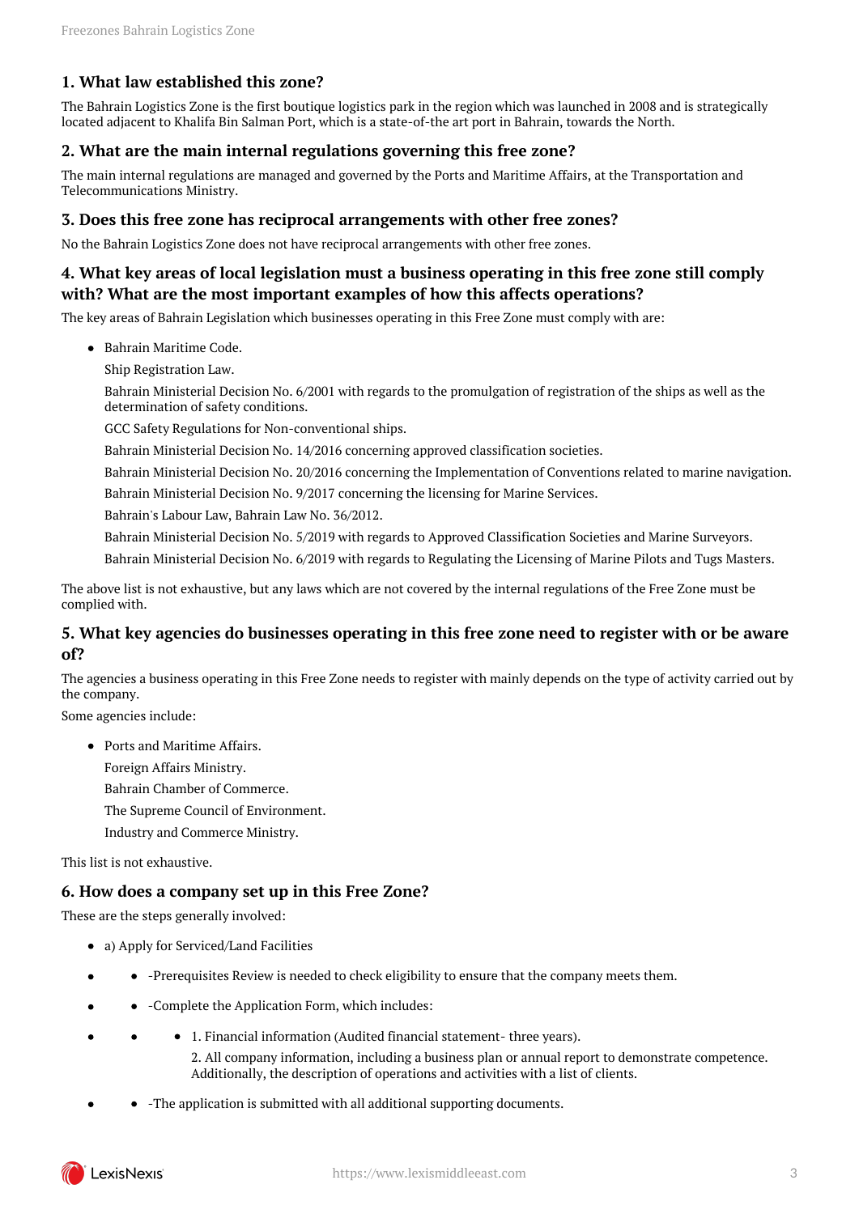### 1. What law established this zone?

The Bahrain Logistics Zone is the first boutique logistics park in the region which was launched in 2008 and is strategically located adjacent to Khalifa Bin Salman Port, which is a state-of-the art port in Bahrain, towards the North.

### 2. What are the main internal regulations governing this free zone?

The main internal regulations are managed and governed by the Ports and Maritime Affairs, at the Transportation and Telecommunications Ministry.

### 3. Does this free zone has reciprocal arrangements with other free zones?

No the Bahrain Logistics Zone does not have reciprocal arrangements with other free zones.

### 4. What key areas of local legislation must a business operating in this free zone still comply with? What are the most important examples of how this affects operations?

The key areas of Bahrain Legislation which businesses operating in this Free Zone must comply with are:

- Bahrain Maritime Code.

  Ship Registration Law.

  Bahrain Ministerial Decision No. 6/2001 with regards to the promulgation of registration of the ships as well as the determination of safety conditions.

  GCC Safety Regulations for Non-conventional ships.

  Bahrain Ministerial Decision No. 14/2016 concerning approved classification societies.

  Bahrain Ministerial Decision No. 20/2016 concerning the Implementation of Conventions related to marine navigation.

  Bahrain Ministerial Decision No. 9/2017 concerning the licensing for Marine Services.

  Bahrain's Labour Law, Bahrain Law No. 36/2012.

  Bahrain Ministerial Decision No. 5/2019 with regards to Approved Classification Societies and Marine Surveyors.

  Bahrain Ministerial Decision No. 6/2019 with regards to Regulating the Licensing of Marine Pilots and Tugs Masters.

The above list is not exhaustive, but any laws which are not covered by the internal regulations of the Free Zone must be complied with.

### 5. What key agencies do businesses operating in this free zone need to register with or be aware of?

The agencies a business operating in this Free Zone needs to register with mainly depends on the type of activity carried out by the company.

Some agencies include:

- Ports and Maritime Affairs.

  Foreign Affairs Ministry.

  Bahrain Chamber of Commerce.

  The Supreme Council of Environment.

  Industry and Commerce Ministry.

This list is not exhaustive.

### 6. How does a company set up in this Free Zone?

These are the steps generally involved:

- a) Apply for Serviced/Land Facilities
  - -Prerequisites Review is needed to check eligibility to ensure that the company meets them.
  - -Complete the Application Form, which includes:
    - 1. Financial information (Audited financial statement- three years).

      2. All company information, including a business plan or annual report to demonstrate competence. Additionally, the description of operations and activities with a list of clients.
  - -The application is submitted with all additional supporting documents.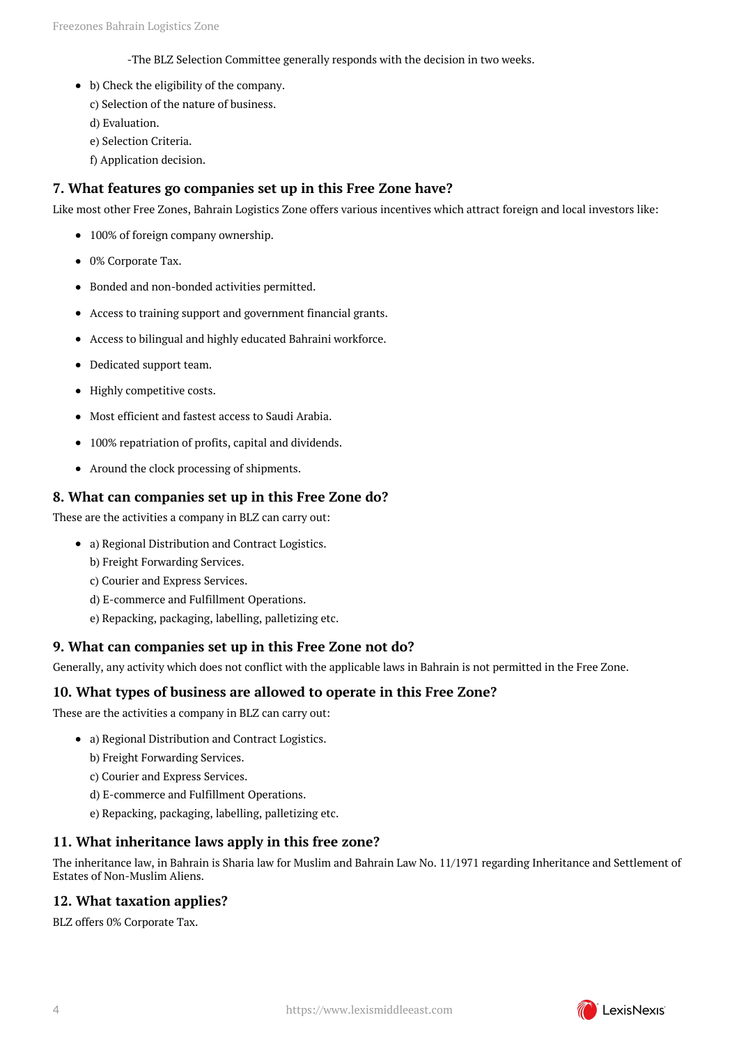-The BLZ Selection Committee generally responds with the decision in two weeks.

- b) Check the eligibility of the company.
  c) Selection of the nature of business.
  d) Evaluation.
  e) Selection Criteria.
  f) Application decision.

## 7. What features go companies set up in this Free Zone have?

Like most other Free Zones, Bahrain Logistics Zone offers various incentives which attract foreign and local investors like:

- 100% of foreign company ownership.
- 0% Corporate Tax.
- Bonded and non-bonded activities permitted.
- Access to training support and government financial grants.
- Access to bilingual and highly educated Bahraini workforce.
- Dedicated support team.
- Highly competitive costs.
- Most efficient and fastest access to Saudi Arabia.
- 100% repatriation of profits, capital and dividends.
- Around the clock processing of shipments.

## 8. What can companies set up in this Free Zone do?

These are the activities a company in BLZ can carry out:

- a) Regional Distribution and Contract Logistics.
  b) Freight Forwarding Services.
  c) Courier and Express Services.
  d) E-commerce and Fulfillment Operations.
  e) Repacking, packaging, labelling, palletizing etc.

## 9. What can companies set up in this Free Zone not do?

Generally, any activity which does not conflict with the applicable laws in Bahrain is not permitted in the Free Zone.

## 10. What types of business are allowed to operate in this Free Zone?

These are the activities a company in BLZ can carry out:

- a) Regional Distribution and Contract Logistics.
  b) Freight Forwarding Services.
  c) Courier and Express Services.
  d) E-commerce and Fulfillment Operations.
  e) Repacking, packaging, labelling, palletizing etc.

## 11. What inheritance laws apply in this free zone?

The inheritance law, in Bahrain is Sharia law for Muslim and Bahrain Law No. 11/1971 regarding Inheritance and Settlement of Estates of Non-Muslim Aliens.

## 12. What taxation applies?

BLZ offers 0% Corporate Tax.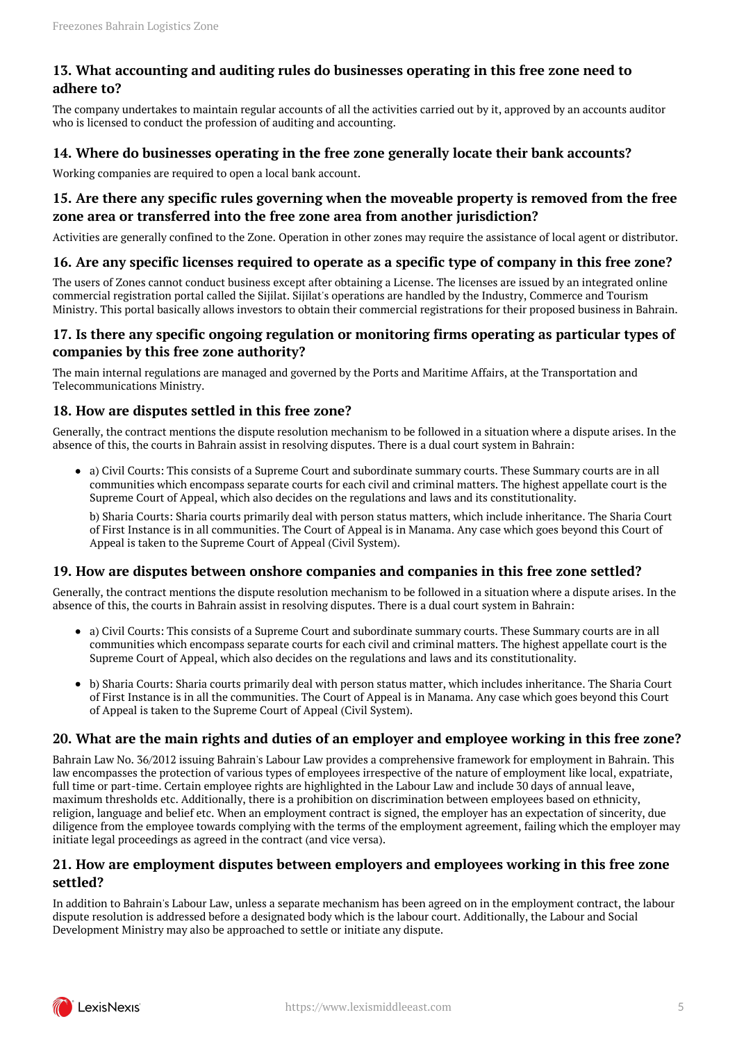### 13. What accounting and auditing rules do businesses operating in this free zone need to adhere to?

The company undertakes to maintain regular accounts of all the activities carried out by it, approved by an accounts auditor who is licensed to conduct the profession of auditing and accounting.

### 14. Where do businesses operating in the free zone generally locate their bank accounts?

Working companies are required to open a local bank account.

### 15. Are there any specific rules governing when the moveable property is removed from the free zone area or transferred into the free zone area from another jurisdiction?

Activities are generally confined to the Zone. Operation in other zones may require the assistance of local agent or distributor.

### 16. Are any specific licenses required to operate as a specific type of company in this free zone?

The users of Zones cannot conduct business except after obtaining a License. The licenses are issued by an integrated online commercial registration portal called the Sijilat. Sijilat's operations are handled by the Industry, Commerce and Tourism Ministry. This portal basically allows investors to obtain their commercial registrations for their proposed business in Bahrain.

### 17. Is there any specific ongoing regulation or monitoring firms operating as particular types of companies by this free zone authority?

The main internal regulations are managed and governed by the Ports and Maritime Affairs, at the Transportation and Telecommunications Ministry.

### 18. How are disputes settled in this free zone?

Generally, the contract mentions the dispute resolution mechanism to be followed in a situation where a dispute arises. In the absence of this, the courts in Bahrain assist in resolving disputes. There is a dual court system in Bahrain:

- a) Civil Courts: This consists of a Supreme Court and subordinate summary courts. These Summary courts are in all communities which encompass separate courts for each civil and criminal matters. The highest appellate court is the Supreme Court of Appeal, which also decides on the regulations and laws and its constitutionality.

  b) Sharia Courts: Sharia courts primarily deal with person status matters, which include inheritance. The Sharia Court of First Instance is in all communities. The Court of Appeal is in Manama. Any case which goes beyond this Court of Appeal is taken to the Supreme Court of Appeal (Civil System).

### 19. How are disputes between onshore companies and companies in this free zone settled?

Generally, the contract mentions the dispute resolution mechanism to be followed in a situation where a dispute arises. In the absence of this, the courts in Bahrain assist in resolving disputes. There is a dual court system in Bahrain:

- a) Civil Courts: This consists of a Supreme Court and subordinate summary courts. These Summary courts are in all communities which encompass separate courts for each civil and criminal matters. The highest appellate court is the Supreme Court of Appeal, which also decides on the regulations and laws and its constitutionality.
- b) Sharia Courts: Sharia courts primarily deal with person status matter, which includes inheritance. The Sharia Court of First Instance is in all the communities. The Court of Appeal is in Manama. Any case which goes beyond this Court of Appeal is taken to the Supreme Court of Appeal (Civil System).

### 20. What are the main rights and duties of an employer and employee working in this free zone?

Bahrain Law No. 36/2012 issuing Bahrain's Labour Law provides a comprehensive framework for employment in Bahrain. This law encompasses the protection of various types of employees irrespective of the nature of employment like local, expatriate, full time or part-time. Certain employee rights are highlighted in the Labour Law and include 30 days of annual leave, maximum thresholds etc. Additionally, there is a prohibition on discrimination between employees based on ethnicity, religion, language and belief etc. When an employment contract is signed, the employer has an expectation of sincerity, due diligence from the employee towards complying with the terms of the employment agreement, failing which the employer may initiate legal proceedings as agreed in the contract (and vice versa).

### 21. How are employment disputes between employers and employees working in this free zone settled?

In addition to Bahrain's Labour Law, unless a separate mechanism has been agreed on in the employment contract, the labour dispute resolution is addressed before a designated body which is the labour court. Additionally, the Labour and Social Development Ministry may also be approached to settle or initiate any dispute.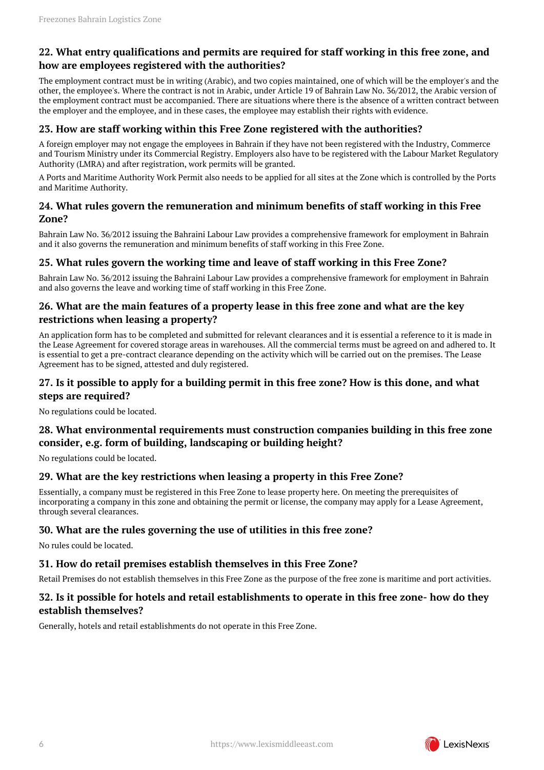## 22. What entry qualifications and permits are required for staff working in this free zone, and how are employees registered with the authorities?

The employment contract must be in writing (Arabic), and two copies maintained, one of which will be the employer's and the other, the employee's. Where the contract is not in Arabic, under Article 19 of Bahrain Law No. 36/2012, the Arabic version of the employment contract must be accompanied. There are situations where there is the absence of a written contract between the employer and the employee, and in these cases, the employee may establish their rights with evidence.

## 23. How are staff working within this Free Zone registered with the authorities?

A foreign employer may not engage the employees in Bahrain if they have not been registered with the Industry, Commerce and Tourism Ministry under its Commercial Registry. Employers also have to be registered with the Labour Market Regulatory Authority (LMRA) and after registration, work permits will be granted.

A Ports and Maritime Authority Work Permit also needs to be applied for all sites at the Zone which is controlled by the Ports and Maritime Authority.

## 24. What rules govern the remuneration and minimum benefits of staff working in this Free Zone?

Bahrain Law No. 36/2012 issuing the Bahraini Labour Law provides a comprehensive framework for employment in Bahrain and it also governs the remuneration and minimum benefits of staff working in this Free Zone.

## 25. What rules govern the working time and leave of staff working in this Free Zone?

Bahrain Law No. 36/2012 issuing the Bahraini Labour Law provides a comprehensive framework for employment in Bahrain and also governs the leave and working time of staff working in this Free Zone.

## 26. What are the main features of a property lease in this free zone and what are the key restrictions when leasing a property?

An application form has to be completed and submitted for relevant clearances and it is essential a reference to it is made in the Lease Agreement for covered storage areas in warehouses. All the commercial terms must be agreed on and adhered to. It is essential to get a pre-contract clearance depending on the activity which will be carried out on the premises. The Lease Agreement has to be signed, attested and duly registered.

## 27. Is it possible to apply for a building permit in this free zone? How is this done, and what steps are required?

No regulations could be located.

## 28. What environmental requirements must construction companies building in this free zone consider, e.g. form of building, landscaping or building height?

No regulations could be located.

## 29. What are the key restrictions when leasing a property in this Free Zone?

Essentially, a company must be registered in this Free Zone to lease property here. On meeting the prerequisites of incorporating a company in this zone and obtaining the permit or license, the company may apply for a Lease Agreement, through several clearances.

## 30. What are the rules governing the use of utilities in this free zone?

No rules could be located.

## 31. How do retail premises establish themselves in this Free Zone?

Retail Premises do not establish themselves in this Free Zone as the purpose of the free zone is maritime and port activities.

## 32. Is it possible for hotels and retail establishments to operate in this free zone- how do they establish themselves?

Generally, hotels and retail establishments do not operate in this Free Zone.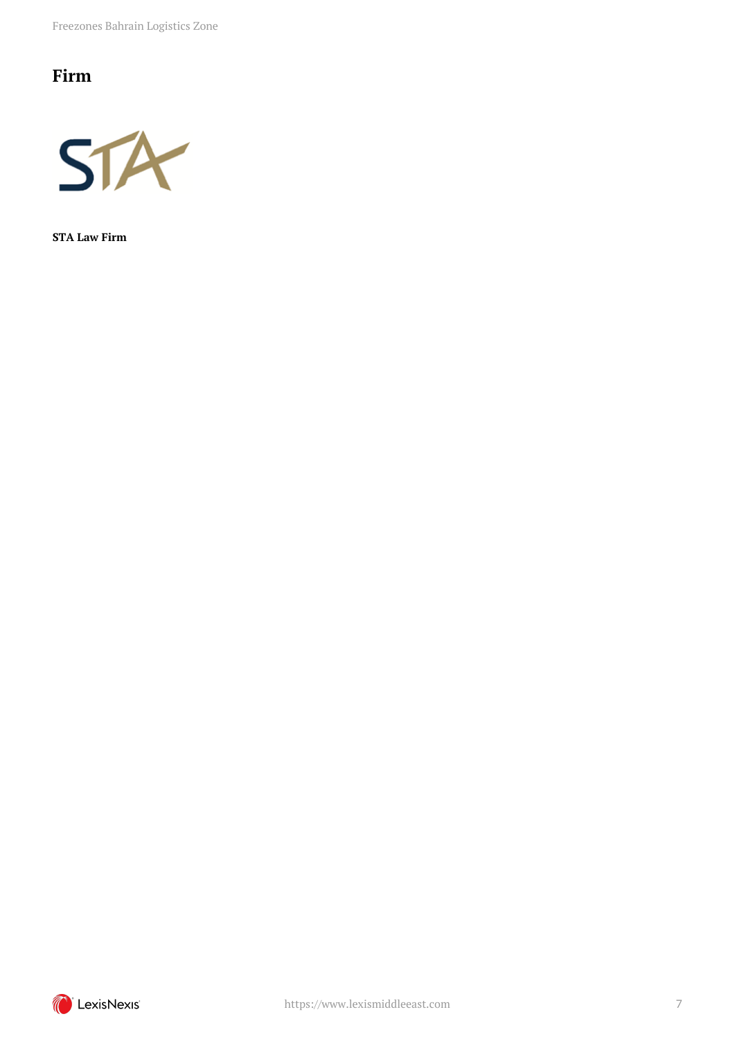## Firm

**STA Law Firm**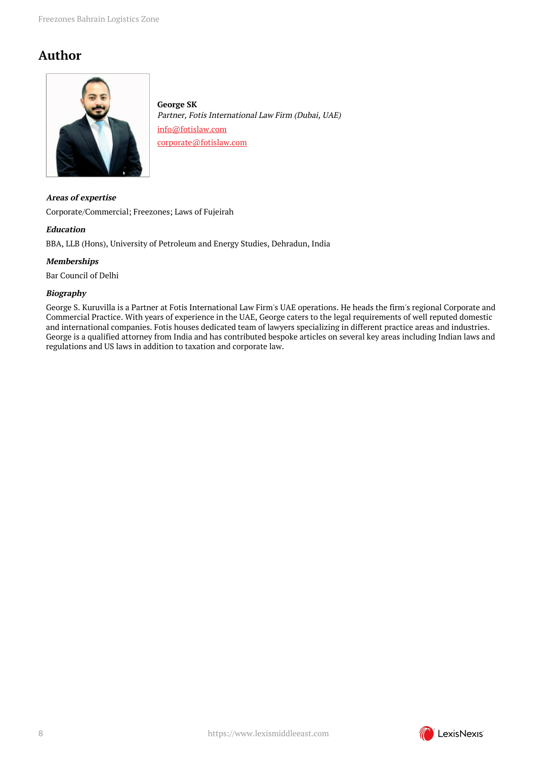# Author

**George SK**
*Partner, Fotis International Law Firm (Dubai, UAE)*
info@fotislaw.com
corporate@fotislaw.com

***Areas of expertise***

Corporate/Commercial; Freezones; Laws of Fujeirah

***Education***

BBA, LLB (Hons), University of Petroleum and Energy Studies, Dehradun, India

***Memberships***

Bar Council of Delhi

***Biography***

George S. Kuruvilla is a Partner at Fotis International Law Firm's UAE operations. He heads the firm's regional Corporate and Commercial Practice. With years of experience in the UAE, George caters to the legal requirements of well reputed domestic and international companies. Fotis houses dedicated team of lawyers specializing in different practice areas and industries. George is a qualified attorney from India and has contributed bespoke articles on several key areas including Indian laws and regulations and US laws in addition to taxation and corporate law.